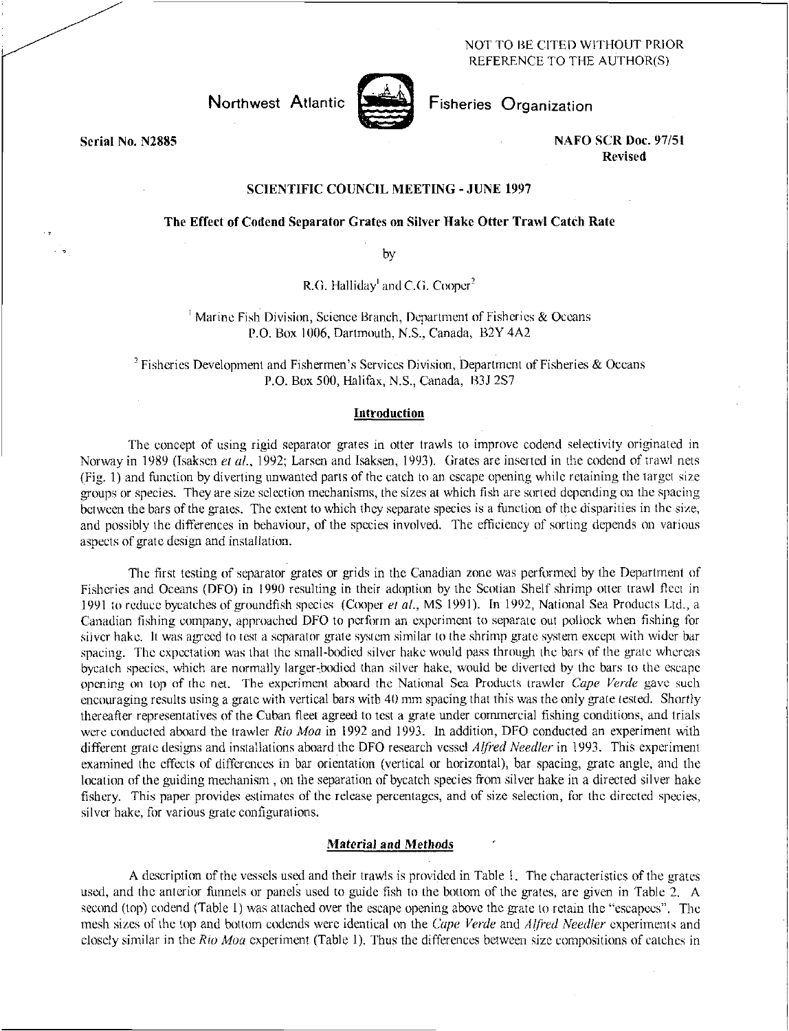NOT TO BE CITED WITHOUT PRIOR REFERENCE TO THE AUTHOR(S)

Northwest Atlantic Fisheries Organization

Serial No. N2885

NAFO SCR Doc. 97/51
Revised

**SCIENTIFIC COUNCIL MEETING - JUNE 1997**

# The Effect of Codend Separator Grates on Silver Hake Otter Trawl Catch Rate

by

R.G. Halliday[1] and C.G. Cooper[2]

[1] Marine Fish Division, Science Branch, Department of Fisheries & Oceans
P.O. Box 1006, Dartmouth, N.S., Canada, B2Y 4A2

[2] Fisheries Development and Fishermen's Services Division, Department of Fisheries & Oceans
P.O. Box 500, Halifax, N.S., Canada, B3J 2S7

## Introduction

The concept of using rigid separator grates in otter trawls to improve codend selectivity originated in Norway in 1989 (Isaksen *et al.*, 1992; Larsen and Isaksen, 1993). Grates are inserted in the codend of trawl nets (Fig. 1) and function by diverting unwanted parts of the catch to an escape opening while retaining the target size groups or species. They are size selection mechanisms, the sizes at which fish are sorted depending on the spacing between the bars of the grates. The extent to which they separate species is a function of the disparities in the size, and possibly the differences in behaviour, of the species involved. The efficiency of sorting depends on various aspects of grate design and installation.

The first testing of separator grates or grids in the Canadian zone was performed by the Department of Fisheries and Oceans (DFO) in 1990 resulting in their adoption by the Scotian Shelf shrimp otter trawl fleet in 1991 to reduce bycatches of groundfish species (Cooper *et al.*, MS 1991). In 1992, National Sea Products Ltd., a Canadian fishing company, approached DFO to perform an experiment to separate out pollock when fishing for silver hake. It was agreed to test a separator grate system similar to the shrimp grate system except with wider bar spacing. The expectation was that the small-bodied silver hake would pass through the bars of the grate whereas bycatch species, which are normally larger-bodied than silver hake, would be diverted by the bars to the escape opening on top of the net. The experiment aboard the National Sea Products trawler *Cape Verde* gave such encouraging results using a grate with vertical bars with 40 mm spacing that this was the only grate tested. Shortly thereafter representatives of the Cuban fleet agreed to test a grate under commercial fishing conditions, and trials were conducted aboard the trawler *Rio Moa* in 1992 and 1993. In addition, DFO conducted an experiment with different grate designs and installations aboard the DFO research vessel *Alfred Needler* in 1993. This experiment examined the effects of differences in bar orientation (vertical or horizontal), bar spacing, grate angle, and the location of the guiding mechanism , on the separation of bycatch species from silver hake in a directed silver hake fishery. This paper provides estimates of the release percentages, and of size selection, for the directed species, silver hake, for various grate configurations.

## *Material and Methods*

A description of the vessels used and their trawls is provided in Table 1. The characteristics of the grates used, and the anterior funnels or panels used to guide fish to the bottom of the grates, are given in Table 2. A second (top) codend (Table 1) was attached over the escape opening above the grate to retain the "escapees". The mesh sizes of the top and bottom codends were identical on the *Cape Verde* and *Alfred Needler* experiments and closely similar in the *Rio Moa* experiment (Table 1). Thus the differences between size compositions of catches in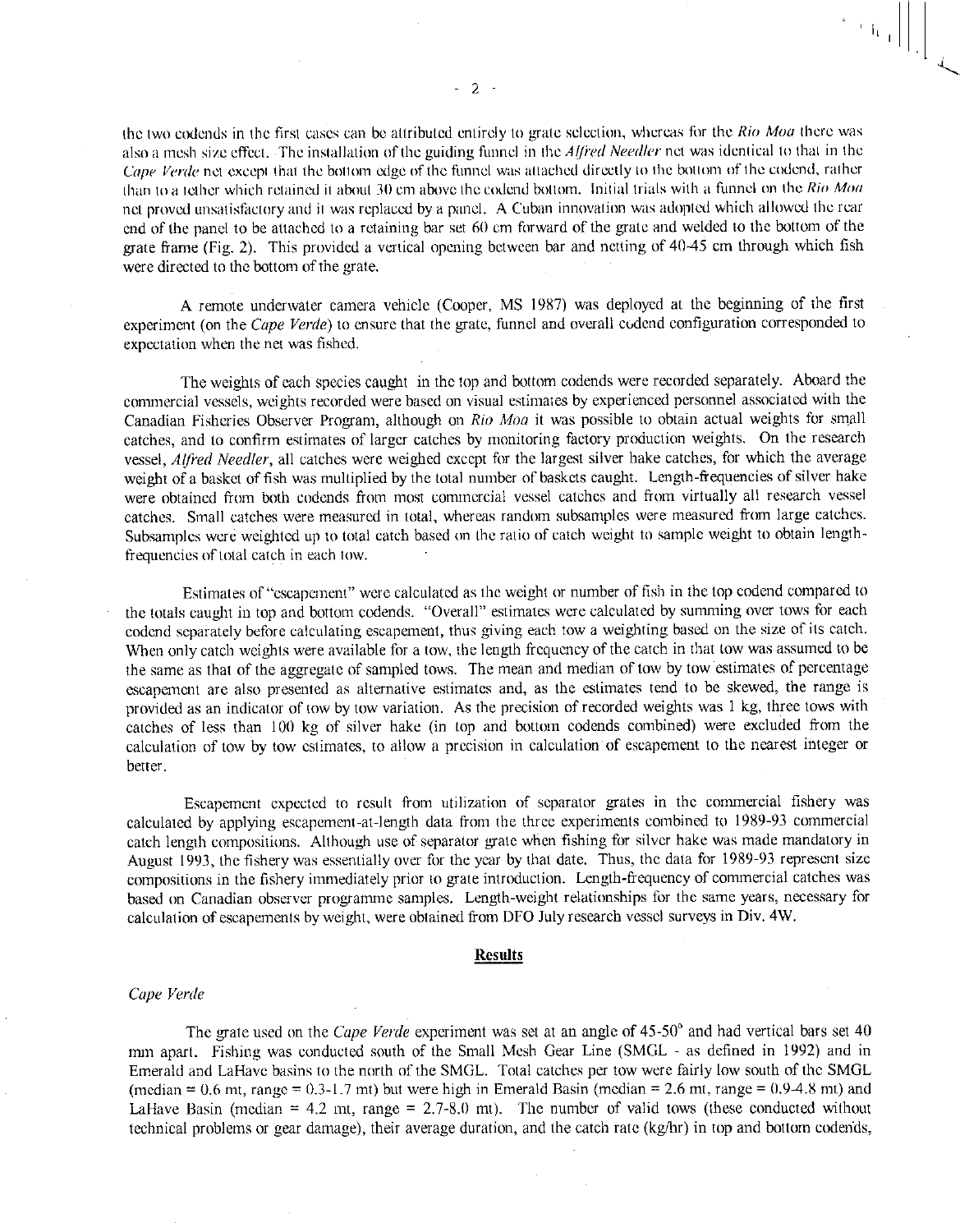the two codends in the first cases can be attributed entirely to grate selection, whereas for the *Rio Moa* there was also a mesh size effect. The installation of the guiding funnel in the *Alfred Needler* net was identical to that in the *Cape Verde* net except that the bottom edge of the funnel was attached directly to the bottom of the codend, rather than to a tether which retained it about 30 cm above the codend bottom. Initial trials with a funnel on the *Rio Moa* net proved unsatisfactory and it was replaced by a panel. A Cuban innovation was adopted which allowed the rear end of the panel to be attached to a retaining bar set 60 cm forward of the grate and welded to the bottom of the grate frame (Fig. 2). This provided a vertical opening between bar and netting of 40-45 cm through which fish were directed to the bottom of the grate.

A remote underwater camera vehicle (Cooper, MS 1987) was deployed at the beginning of the first experiment (on the *Cape Verde*) to ensure that the grate, funnel and overall codend configuration corresponded to expectation when the net was fished.

The weights of each species caught in the top and bottom codends were recorded separately. Aboard the commercial vessels, weights recorded were based on visual estimates by experienced personnel associated with the Canadian Fisheries Observer Program, although on *Rio Moa* it was possible to obtain actual weights for small catches, and to confirm estimates of larger catches by monitoring factory production weights. On the research vessel, *Alfred Needler*, all catches were weighed except for the largest silver hake catches, for which the average weight of a basket of fish was multiplied by the total number of baskets caught. Length-frequencies of silver hake were obtained from both codends from most commercial vessel catches and from virtually all research vessel catches. Small catches were measured in total, whereas random subsamples were measured from large catches. Subsamples were weighted up to total catch based on the ratio of catch weight to sample weight to obtain length-frequencies of total catch in each tow.

Estimates of "escapement" were calculated as the weight or number of fish in the top codend compared to the totals caught in top and bottom codends. "Overall" estimates were calculated by summing over tows for each codend separately before calculating escapement, thus giving each tow a weighting based on the size of its catch. When only catch weights were available for a tow, the length frequency of the catch in that tow was assumed to be the same as that of the aggregate of sampled tows. The mean and median of tow by tow estimates of percentage escapement are also presented as alternative estimates and, as the estimates tend to be skewed, the range is provided as an indicator of tow by tow variation. As the precision of recorded weights was 1 kg, three tows with catches of less than 100 kg of silver hake (in top and bottom codends combined) were excluded from the calculation of tow by tow estimates, to allow a precision in calculation of escapement to the nearest integer or better.

Escapement expected to result from utilization of separator grates in the commercial fishery was calculated by applying escapement-at-length data from the three experiments combined to 1989-93 commercial catch length compositions. Although use of separator grate when fishing for silver hake was made mandatory in August 1993, the fishery was essentially over for the year by that date. Thus, the data for 1989-93 represent size compositions in the fishery immediately prior to grate introduction. Length-frequency of commercial catches was based on Canadian observer programme samples. Length-weight relationships for the same years, necessary for calculation of escapements by weight, were obtained from DFO July research vessel surveys in Div. 4W.

## Results

### *Cape Verde*

The grate used on the *Cape Verde* experiment was set at an angle of 45-50° and had vertical bars set 40 mm apart. Fishing was conducted south of the Small Mesh Gear Line (SMGL - as defined in 1992) and in Emerald and LaHave basins to the north of the SMGL. Total catches per tow were fairly low south of the SMGL (median = 0.6 mt, range = 0.3-1.7 mt) but were high in Emerald Basin (median = 2.6 mt, range = 0.9-4.8 mt) and LaHave Basin (median = 4.2 mt, range = 2.7-8.0 mt). The number of valid tows (these conducted without technical problems or gear damage), their average duration, and the catch rate (kg/hr) in top and bottom codends,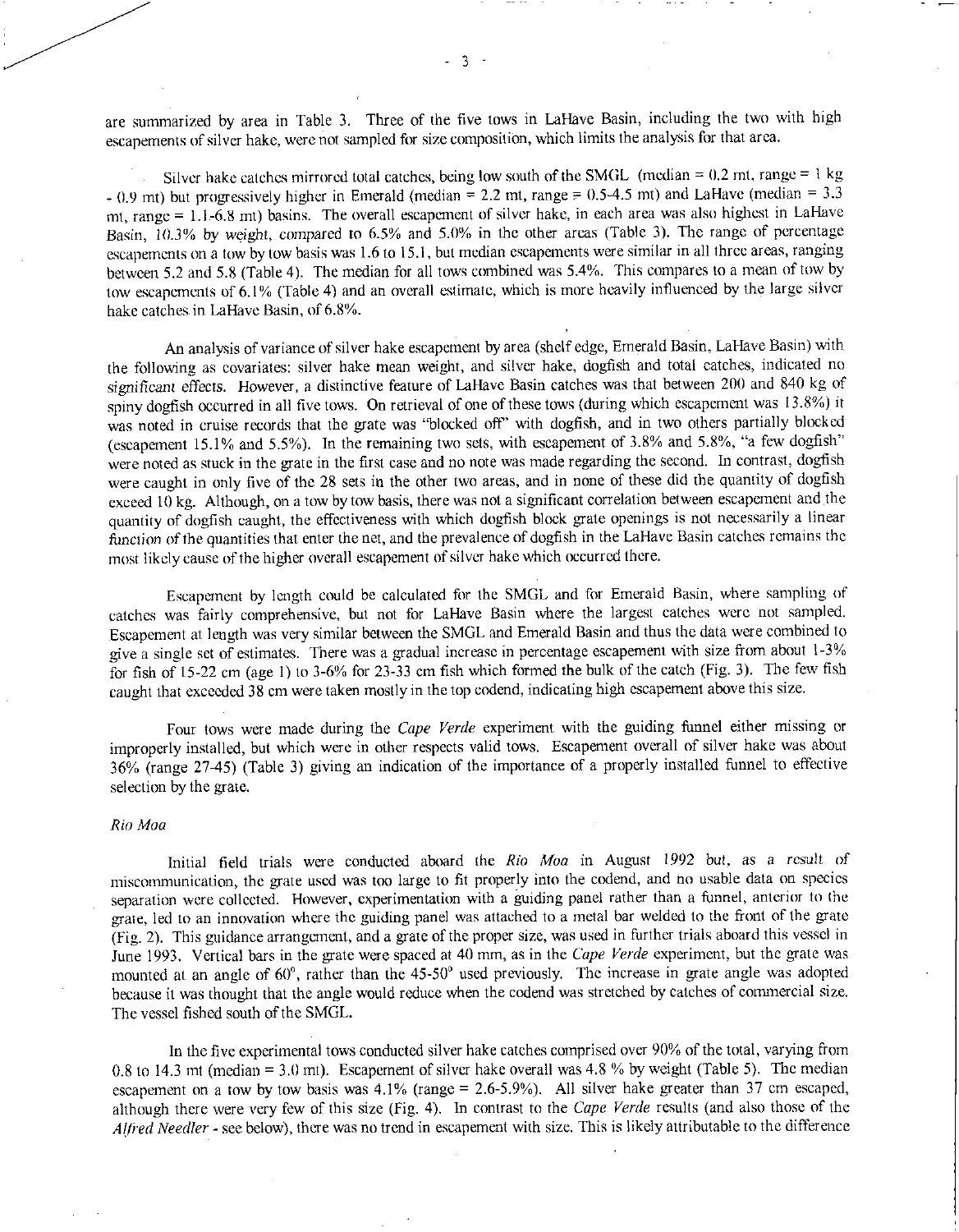are summarized by area in Table 3. Three of the five tows in LaHave Basin, including the two with high escapements of silver hake, were not sampled for size composition, which limits the analysis for that area.

Silver hake catches mirrored total catches, being low south of the SMGL (median = 0.2 mt, range = 1 kg - 0.9 mt) but progressively higher in Emerald (median = 2.2 mt, range = 0.5-4.5 mt) and LaHave (median = 3.3 mt, range = 1.1-6.8 mt) basins. The overall escapement of silver hake, in each area was also highest in LaHave Basin, 10.3% by weight, compared to 6.5% and 5.0% in the other areas (Table 3). The range of percentage escapements on a tow by tow basis was 1.6 to 15.1, but median escapements were similar in all three areas, ranging between 5.2 and 5.8 (Table 4). The median for all tows combined was 5.4%. This compares to a mean of tow by tow escapements of 6.1% (Table 4) and an overall estimate, which is more heavily influenced by the large silver hake catches in LaHave Basin, of 6.8%.

An analysis of variance of silver hake escapement by area (shelf edge, Emerald Basin, LaHave Basin) with the following as covariates: silver hake mean weight, and silver hake, dogfish and total catches, indicated no significant effects. However, a distinctive feature of LaHave Basin catches was that between 200 and 840 kg of spiny dogfish occurred in all five tows. On retrieval of one of these tows (during which escapement was 13.8%) it was noted in cruise records that the grate was "blocked off" with dogfish, and in two others partially blocked (escapement 15.1% and 5.5%). In the remaining two sets, with escapement of 3.8% and 5.8%, "a few dogfish" were noted as stuck in the grate in the first case and no note was made regarding the second. In contrast, dogfish were caught in only five of the 28 sets in the other two areas, and in none of these did the quantity of dogfish exceed 10 kg. Although, on a tow by tow basis, there was not a significant correlation between escapement and the quantity of dogfish caught, the effectiveness with which dogfish block grate openings is not necessarily a linear function of the quantities that enter the net, and the prevalence of dogfish in the LaHave Basin catches remains the most likely cause of the higher overall escapement of silver hake which occurred there.

Escapement by length could be calculated for the SMGL and for Emerald Basin, where sampling of catches was fairly comprehensive, but not for LaHave Basin where the largest catches were not sampled. Escapement at length was very similar between the SMGL and Emerald Basin and thus the data were combined to give a single set of estimates. There was a gradual increase in percentage escapement with size from about 1-3% for fish of 15-22 cm (age 1) to 3-6% for 23-33 cm fish which formed the bulk of the catch (Fig. 3). The few fish caught that exceeded 38 cm were taken mostly in the top codend, indicating high escapement above this size.

Four tows were made during the *Cape Verde* experiment with the guiding funnel either missing or improperly installed, but which were in other respects valid tows. Escapement overall of silver hake was about 36% (range 27-45) (Table 3) giving an indication of the importance of a properly installed funnel to effective selection by the grate.

*Rio Moa*

Initial field trials were conducted aboard the *Rio Moa* in August 1992 but, as a result of miscommunication, the grate used was too large to fit properly into the codend, and no usable data on species separation were collected. However, experimentation with a guiding panel rather than a funnel, anterior to the grate, led to an innovation where the guiding panel was attached to a metal bar welded to the front of the grate (Fig. 2). This guidance arrangement, and a grate of the proper size, was used in further trials aboard this vessel in June 1993. Vertical bars in the grate were spaced at 40 mm, as in the *Cape Verde* experiment, but the grate was mounted at an angle of 60°, rather than the 45-50° used previously. The increase in grate angle was adopted because it was thought that the angle would reduce when the codend was stretched by catches of commercial size. The vessel fished south of the SMGL.

In the five experimental tows conducted silver hake catches comprised over 90% of the total, varying from 0.8 to 14.3 mt (median = 3.0 mt). Escapement of silver hake overall was 4.8 % by weight (Table 5). The median escapement on a tow by tow basis was 4.1% (range = 2.6-5.9%). All silver hake greater than 37 cm escaped, although there were very few of this size (Fig. 4). In contrast to the *Cape Verde* results (and also those of the *Alfred Needler* - see below), there was no trend in escapement with size. This is likely attributable to the difference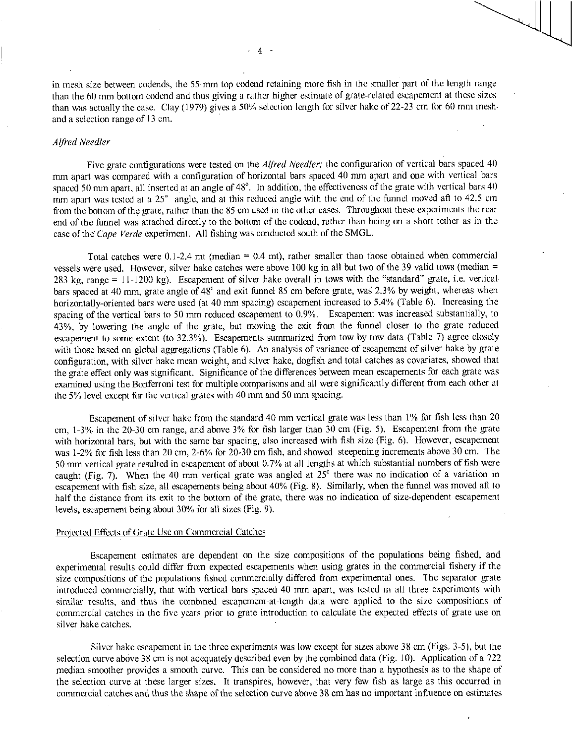in mesh size between codends, the 55 mm top codend retaining more fish in the smaller part of the length range than the 60 mm bottom codend and thus giving a rather higher estimate of grate-related escapement at these sizes than was actually the case. Clay (1979) gives a 50% selection length for silver hake of 22-23 cm for 60 mm mesh and a selection range of 13 cm.

### *Alfred Needler*

Five grate configurations were tested on the *Alfred Needler;* the configuration of vertical bars spaced 40 mm apart was compared with a configuration of horizontal bars spaced 40 mm apart and one with vertical bars spaced 50 mm apart, all inserted at an angle of 48°. In addition, the effectiveness of the grate with vertical bars 40 mm apart was tested at a 25° angle, and at this reduced angle with the end of the funnel moved aft to 42.5 cm from the bottom of the grate, rather than the 85 cm used in the other cases. Throughout these experiments the rear end of the funnel was attached directly to the bottom of the codend, rather than being on a short tether as in the case of the *Cape Verde* experiment. All fishing was conducted south of the SMGL.

Total catches were 0.1-2.4 mt (median = 0.4 mt), rather smaller than those obtained when commercial vessels were used. However, silver hake catches were above 100 kg in all but two of the 39 valid tows (median = 283 kg, range = 11-1200 kg). Escapement of silver hake overall in tows with the "standard" grate, i.e. vertical bars spaced at 40 mm, grate angle of 48° and exit funnel 85 cm before grate, was 2.3% by weight, whereas when horizontally-oriented bars were used (at 40 mm spacing) escapement increased to 5.4% (Table 6). Increasing the spacing of the vertical bars to 50 mm reduced escapement to 0.9%. Escapement was increased substantially, to 43%, by lowering the angle of the grate, but moving the exit from the funnel closer to the grate reduced escapement to some extent (to 32.3%). Escapements summarized from tow by tow data (Table 7) agree closely with those based on global aggregations (Table 6). An analysis of variance of escapement of silver hake by grate configuration, with silver hake mean weight, and silver hake, dogfish and total catches as covariates, showed that the grate effect only was significant. Significance of the differences between mean escapements for each grate was examined using the Bonferroni test for multiple comparisons and all were significantly different from each other at the 5% level except for the vertical grates with 40 mm and 50 mm spacing.

Escapement of silver hake from the standard 40 mm vertical grate was less than 1% for fish less than 20 cm, 1-3% in the 20-30 cm range, and above 3% for fish larger than 30 cm (Fig. 5). Escapement from the grate with horizontal bars, but with the same bar spacing, also increased with fish size (Fig. 6). However, escapement was 1-2% for fish less than 20 cm, 2-6% for 20-30 cm fish, and showed steepening increments above 30 cm. The 50 mm vertical grate resulted in escapement of about 0.7% at all lengths at which substantial numbers of fish were caught (Fig. 7). When the 40 mm vertical grate was angled at 25° there was no indication of a variation in escapement with fish size, all escapements being about 40% (Fig. 8). Similarly, when the funnel was moved aft to half the distance from its exit to the bottom of the grate, there was no indication of size-dependent escapement levels, escapement being about 30% for all sizes (Fig. 9).

## Projected Effects of Grate Use on Commercial Catches

Escapement estimates are dependent on the size compositions of the populations being fished, and experimental results could differ from expected escapements when using grates in the commercial fishery if the size compositions of the populations fished commercially differed from experimental ones. The separator grate introduced commercially, that with vertical bars spaced 40 mm apart, was tested in all three experiments with similar results, and thus the combined escapement-at-length data were applied to the size compositions of commercial catches in the five years prior to grate introduction to calculate the expected effects of grate use on silver hake catches.

Silver hake escapement in the three experiments was low except for sizes above 38 cm (Figs. 3-5), but the selection curve above 38 cm is not adequately described even by the combined data (Fig. 10). Application of a 722 median smoother provides a smooth curve. This can be considered no more than a hypothesis as to the shape of the selection curve at these larger sizes. It transpires, however, that very few fish as large as this occurred in commercial catches and thus the shape of the selection curve above 38 cm has no important influence on estimates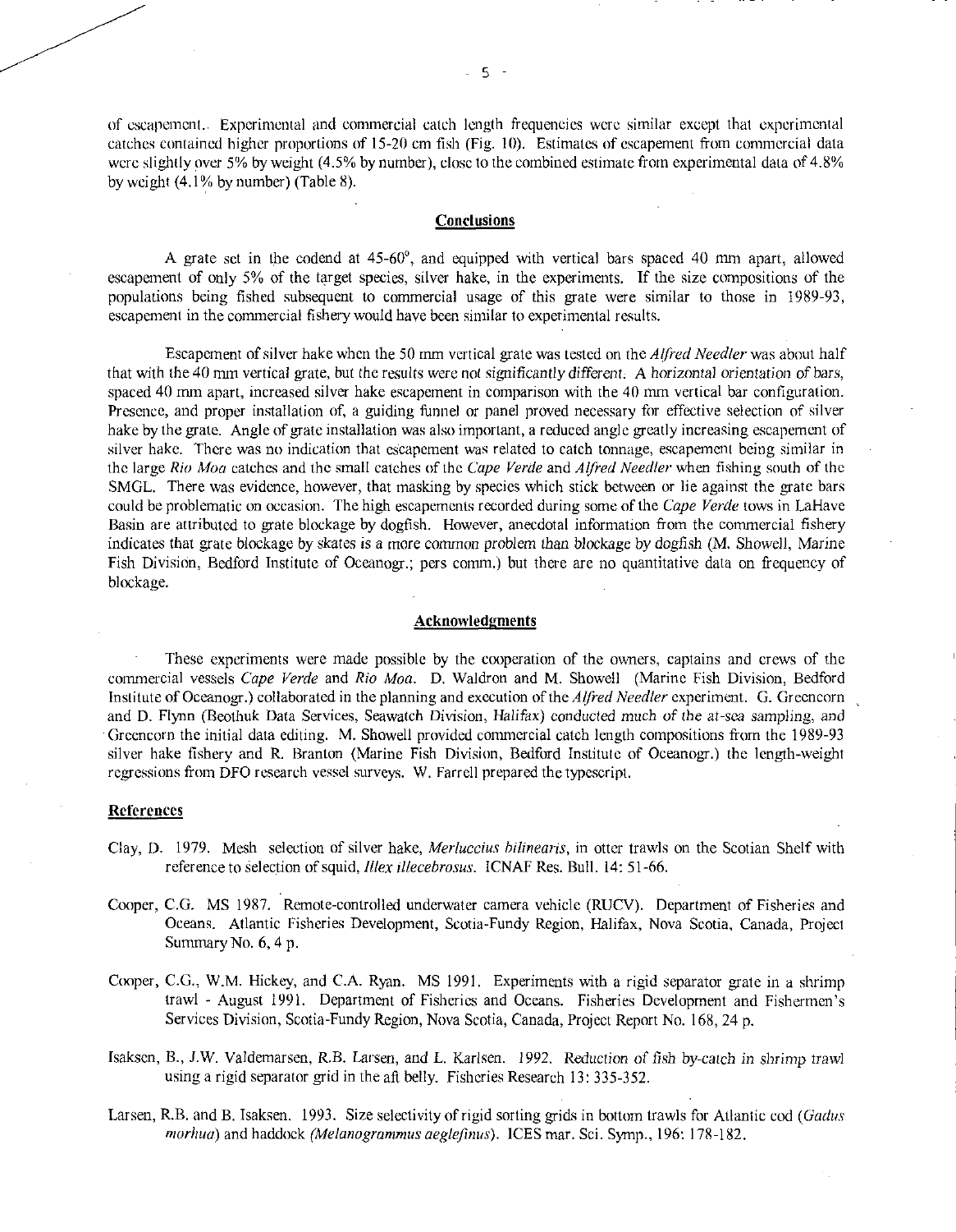of escapement.. Experimental and commercial catch length frequencies were similar except that experimental catches contained higher proportions of 15-20 cm fish (Fig. 10). Estimates of escapement from commercial data were slightly over 5% by weight (4.5% by number), close to the combined estimate from experimental data of 4.8% by weight (4.1% by number) (Table 8).

## Conclusions

A grate set in the codend at 45-60°, and equipped with vertical bars spaced 40 mm apart, allowed escapement of only 5% of the target species, silver hake, in the experiments. If the size compositions of the populations being fished subsequent to commercial usage of this grate were similar to those in 1989-93, escapement in the commercial fishery would have been similar to experimental results.

Escapement of silver hake when the 50 mm vertical grate was tested on the *Alfred Needler* was about half that with the 40 mm vertical grate, but the results were not significantly different. A horizontal orientation of bars, spaced 40 mm apart, increased silver hake escapement in comparison with the 40 mm vertical bar configuration. Presence, and proper installation of, a guiding funnel or panel proved necessary for effective selection of silver hake by the grate. Angle of grate installation was also important, a reduced angle greatly increasing escapement of silver hake. There was no indication that escapement was related to catch tonnage, escapement being similar in the large *Rio Moa* catches and the small catches of the *Cape Verde* and *Alfred Needler* when fishing south of the SMGL. There was evidence, however, that masking by species which stick between or lie against the grate bars could be problematic on occasion. The high escapements recorded during some of the *Cape Verde* tows in LaHave Basin are attributed to grate blockage by dogfish. However, anecdotal information from the commercial fishery indicates that grate blockage by skates is a more common problem than blockage by dogfish (M. Showell, Marine Fish Division, Bedford Institute of Oceanogr.; pers comm.) but there are no quantitative data on frequency of blockage.

## Acknowledgments

These experiments were made possible by the cooperation of the owners, captains and crews of the commercial vessels *Cape Verde* and *Rio Moa*. D. Waldron and M. Showell (Marine Fish Division, Bedford Institute of Oceanogr.) collaborated in the planning and execution of the *Alfred Needler* experiment. G. Greencorn and D. Flynn (Beothuk Data Services, Seawatch Division, Halifax) conducted much of the at-sea sampling, and Greencorn the initial data editing. M. Showell provided commercial catch length compositions from the 1989-93 silver hake fishery and R. Branton (Marine Fish Division, Bedford Institute of Oceanogr.) the length-weight regressions from DFO research vessel surveys. W. Farrell prepared the typescript.

## References

Clay, D. 1979. Mesh selection of silver hake, *Merluccius bilinearis*, in otter trawls on the Scotian Shelf with reference to selection of squid, *Illex illecebrosus*. ICNAF Res. Bull. 14: 51-66.

Cooper, C.G. MS 1987. Remote-controlled underwater camera vehicle (RUCV). Department of Fisheries and Oceans. Atlantic Fisheries Development, Scotia-Fundy Region, Halifax, Nova Scotia, Canada, Project Summary No. 6, 4 p.

Cooper, C.G., W.M. Hickey, and C.A. Ryan. MS 1991. Experiments with a rigid separator grate in a shrimp trawl - August 1991. Department of Fisheries and Oceans. Fisheries Development and Fishermen's Services Division, Scotia-Fundy Region, Nova Scotia, Canada, Project Report No. 168, 24 p.

Isaksen, B., J.W. Valdemarsen, R.B. Larsen, and L. Karlsen. 1992. Reduction of fish by-catch in shrimp trawl using a rigid separator grid in the aft belly. Fisheries Research 13: 335-352.

Larsen, R.B. and B. Isaksen. 1993. Size selectivity of rigid sorting grids in bottom trawls for Atlantic cod (*Gadus morhua*) and haddock (*Melanogrammus aeglefinus*). ICES mar. Sci. Symp., 196: 178-182.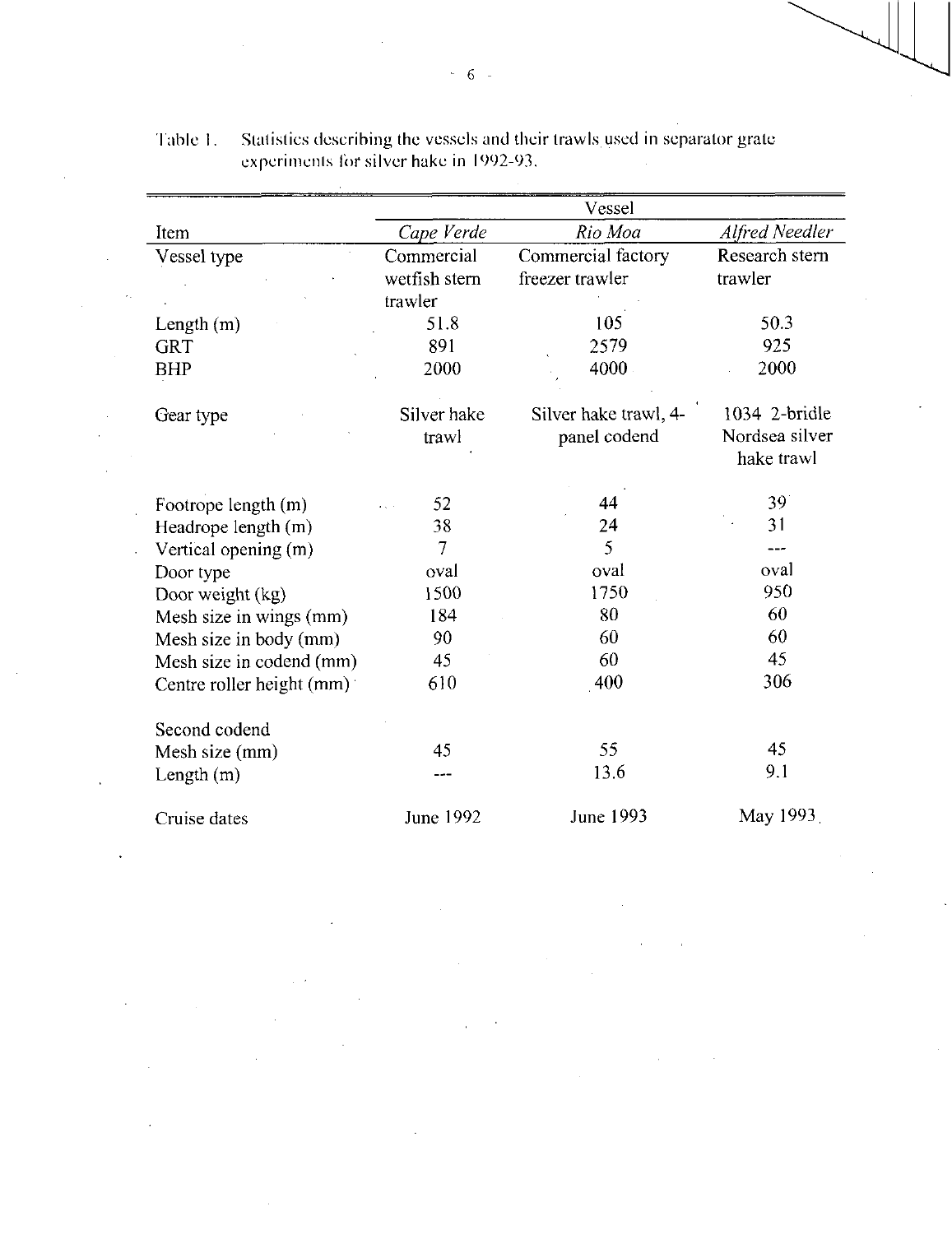Table 1. Statistics describing the vessels and their trawls used in separator grate experiments for silver hake in 1992-93.

| Item | Vessel | | |
|---|---|---|---|
| | *Cape Verde* | *Rio Moa* | *Alfred Needler* |
| Vessel type | Commercial wetfish stern trawler | Commercial factory freezer trawler | Research stern trawler |
| Length (m) | 51.8 | 105 | 50.3 |
| GRT | 891 | 2579 | 925 |
| BHP | 2000 | 4000 | 2000 |
| Gear type | Silver hake trawl | Silver hake trawl, 4-panel codend | 1034 2-bridle Nordsea silver hake trawl |
| Footrope length (m) | 52 | 44 | 39 |
| Headrope length (m) | 38 | 24 | 31 |
| Vertical opening (m) | 7 | 5 | --- |
| Door type | oval | oval | oval |
| Door weight (kg) | 1500 | 1750 | 950 |
| Mesh size in wings (mm) | 184 | 80 | 60 |
| Mesh size in body (mm) | 90 | 60 | 60 |
| Mesh size in codend (mm) | 45 | 60 | 45 |
| Centre roller height (mm) | 610 | 400 | 306 |
| Second codend | | | |
| Mesh size (mm) | 45 | 55 | 45 |
| Length (m) | --- | 13.6 | 9.1 |
| Cruise dates | June 1992 | June 1993 | May 1993 |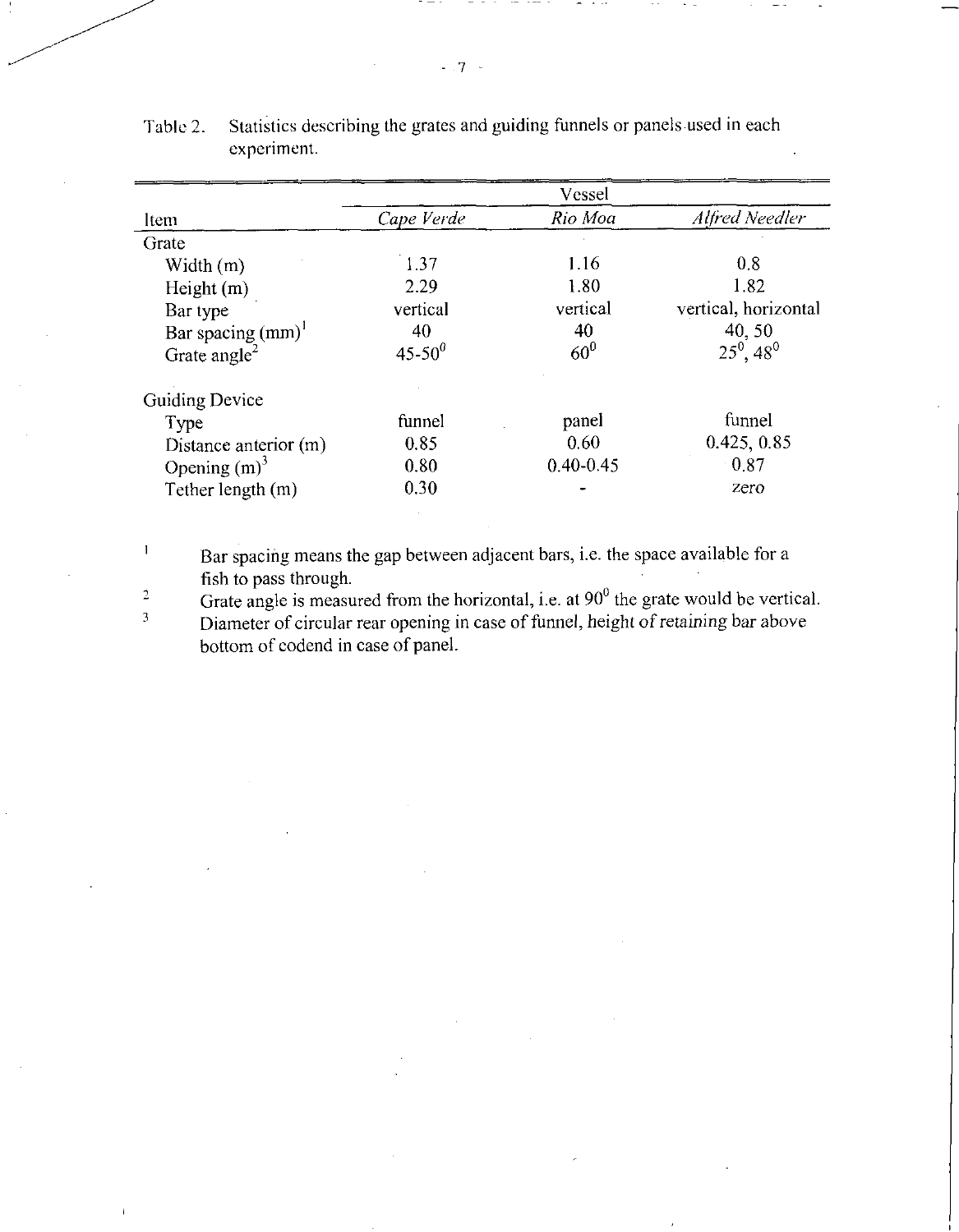Table 2. Statistics describing the grates and guiding funnels or panels used in each experiment.

| Item | Vessel | | |
|---|---|---|---|
| | *Cape Verde* | *Rio Moa* | *Alfred Needler* |
| Grate | | | |
| Width (m) | 1.37 | 1.16 | 0.8 |
| Height (m) | 2.29 | 1.80 | 1.82 |
| Bar type | vertical | vertical | vertical, horizontal |
| Bar spacing (mm)[1] | 40 | 40 | 40, 50 |
| Grate angle[2] | 45-50$^0$ | 60$^0$ | 25$^0$, 48$^0$ |
| Guiding Device | | | |
| Type | funnel | panel | funnel |
| Distance anterior (m) | 0.85 | 0.60 | 0.425, 0.85 |
| Opening (m)[3] | 0.80 | 0.40-0.45 | 0.87 |
| Tether length (m) | 0.30 | - | zero |

[1] Bar spacing means the gap between adjacent bars, i.e. the space available for a fish to pass through.

[2] Grate angle is measured from the horizontal, i.e. at 90$^0$ the grate would be vertical.

[3] Diameter of circular rear opening in case of funnel, height of retaining bar above bottom of codend in case of panel.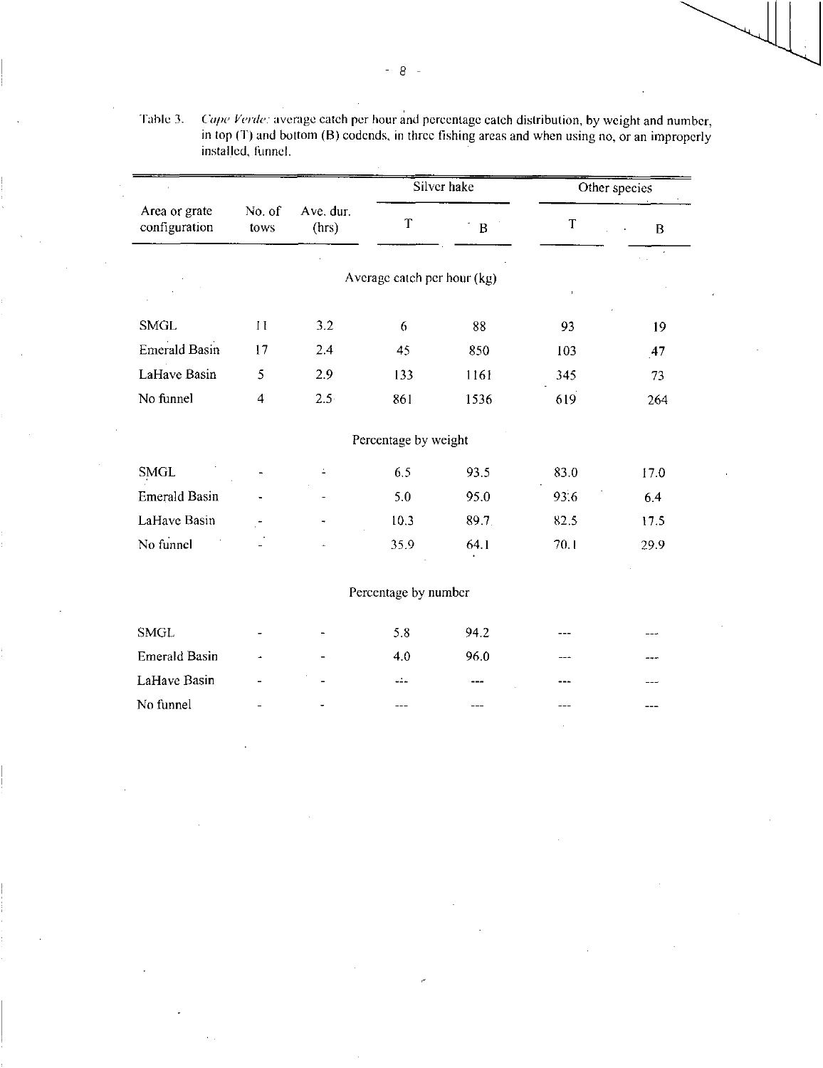Table 3. *Cape Verde*: average catch per hour and percentage catch distribution, by weight and number, in top (T) and bottom (B) codends, in three fishing areas and when using no, or an improperly installed, funnel.

| Area or grate configuration | No. of tows | Ave. dur. (hrs) | Silver hake | | Other species | |
|---|---|---|---|---|---|---|
| | | | T | B | T | B |
| | | | **Average catch per hour (kg)** | | | |
| SMGL | 11 | 3.2 | 6 | 88 | 93 | 19 |
| Emerald Basin | 17 | 2.4 | 45 | 850 | 103 | 47 |
| LaHave Basin | 5 | 2.9 | 133 | 1161 | 345 | 73 |
| No funnel | 4 | 2.5 | 861 | 1536 | 619 | 264 |
| | | | **Percentage by weight** | | | |
| SMGL | - | - | 6.5 | 93.5 | 83.0 | 17.0 |
| Emerald Basin | - | - | 5.0 | 95.0 | 93.6 | 6.4 |
| LaHave Basin | - | - | 10.3 | 89.7 | 82.5 | 17.5 |
| No funnel | - | - | 35.9 | 64.1 | 70.1 | 29.9 |
| | | | **Percentage by number** | | | |
| SMGL | - | - | 5.8 | 94.2 | --- | --- |
| Emerald Basin | - | - | 4.0 | 96.0 | --- | --- |
| LaHave Basin | - | - | --- | --- | --- | --- |
| No funnel | - | - | --- | --- | --- | --- |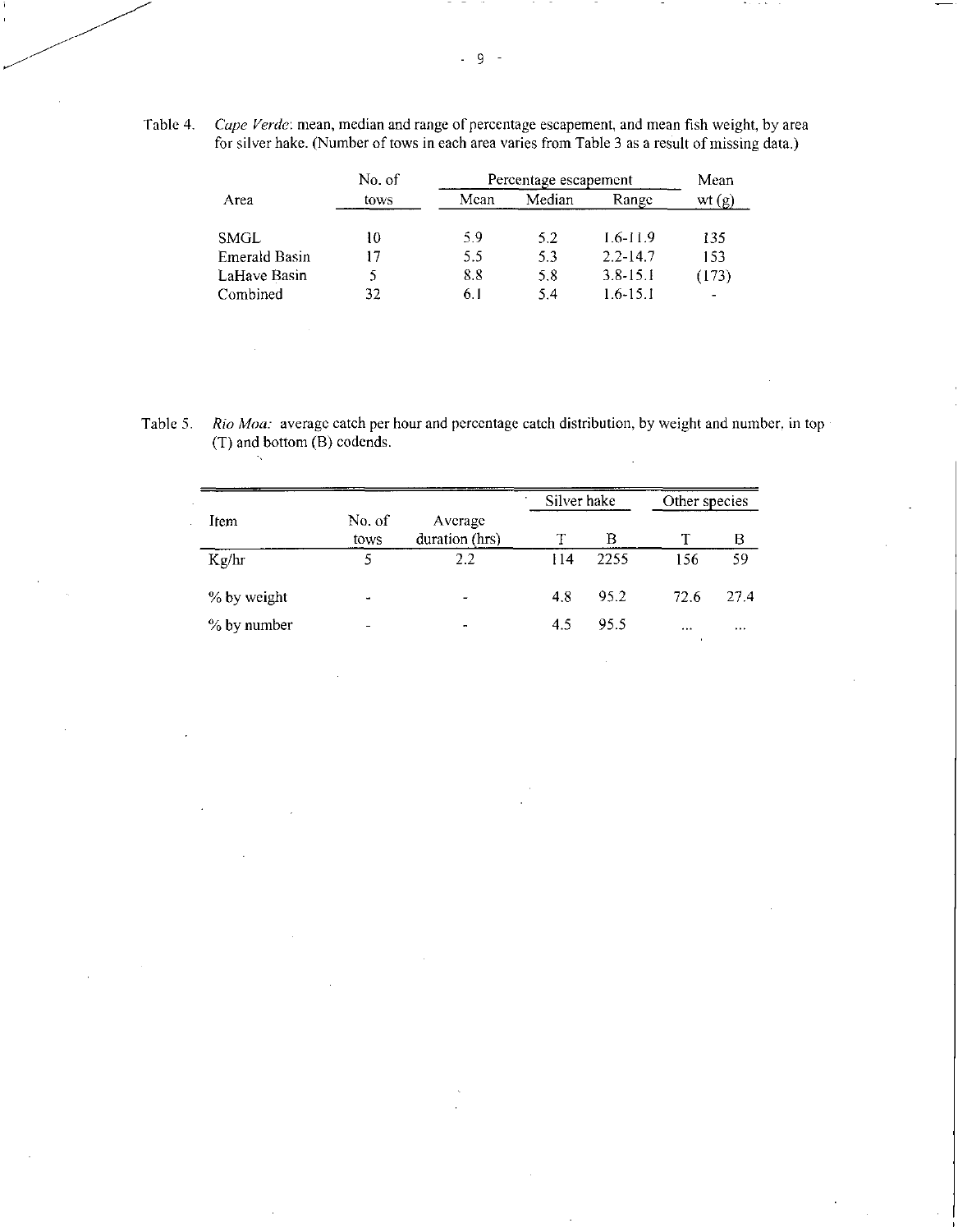Table 4. *Cape Verde*: mean, median and range of percentage escapement, and mean fish weight, by area for silver hake. (Number of tows in each area varies from Table 3 as a result of missing data.)

| Area | No. of tows | Percentage escapement | | | Mean wt (g) |
|---|---|---|---|---|---|
| | | Mean | Median | Range | |
| SMGL | 10 | 5.9 | 5.2 | 1.6-11.9 | 135 |
| Emerald Basin | 17 | 5.5 | 5.3 | 2.2-14.7 | 153 |
| LaHave Basin | 5 | 8.8 | 5.8 | 3.8-15.1 | (173) |
| Combined | 32 | 6.1 | 5.4 | 1.6-15.1 | - |

Table 5. *Rio Moa:* average catch per hour and percentage catch distribution, by weight and number, in top (T) and bottom (B) codends.

| Item | No. of tows | Average duration (hrs) | Silver hake | | Other species | |
|---|---|---|---|---|---|---|
| | | | T | B | T | B |
| Kg/hr | 5 | 2.2 | 114 | 2255 | 156 | 59 |
| % by weight | - | - | 4.8 | 95.2 | 72.6 | 27.4 |
| % by number | - | - | 4.5 | 95.5 | ... | ... |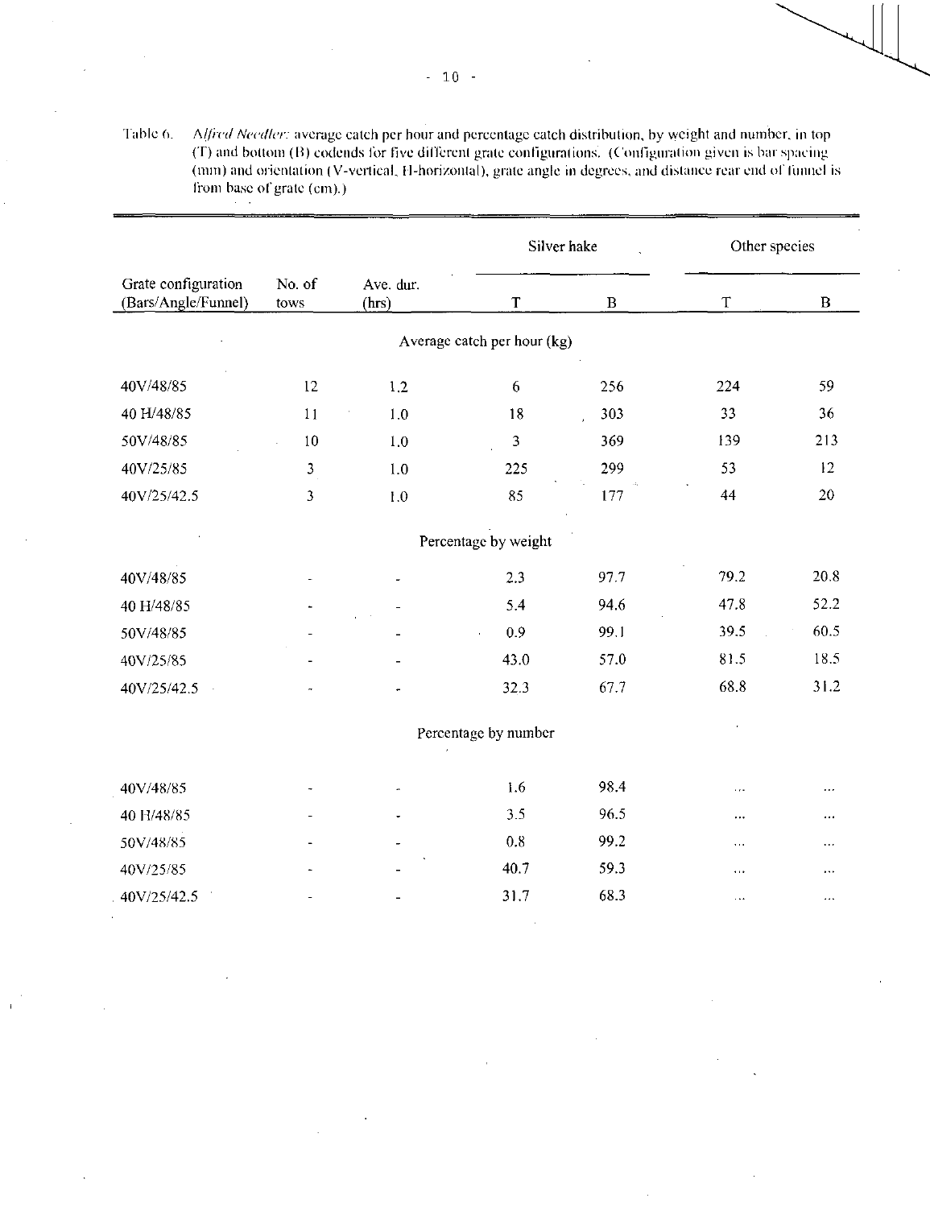Table 6. *Alfred Needler*: average catch per hour and percentage catch distribution, by weight and number, in top (T) and bottom (B) codends for five different grate configurations. (Configuration given is bar spacing (mm) and orientation (V-vertical, H-horizontal), grate angle in degrees, and distance rear end of funnel is from base of grate (cm).)

| Grate configuration (Bars/Angle/Funnel) | No. of tows | Ave. dur. (hrs) | Silver hake | | Other species | |
|---|---|---|---|---|---|---|
| | | | T | B | T | B |
| | | | **Average catch per hour (kg)** | | | |
| 40V/48/85 | 12 | 1.2 | 6 | 256 | 224 | 59 |
| 40 H/48/85 | 11 | 1.0 | 18 | 303 | 33 | 36 |
| 50V/48/85 | 10 | 1.0 | 3 | 369 | 139 | 213 |
| 40V/25/85 | 3 | 1.0 | 225 | 299 | 53 | 12 |
| 40V/25/42.5 | 3 | 1.0 | 85 | 177 | 44 | 20 |
| | | | **Percentage by weight** | | | |
| 40V/48/85 | - | - | 2.3 | 97.7 | 79.2 | 20.8 |
| 40 H/48/85 | - | - | 5.4 | 94.6 | 47.8 | 52.2 |
| 50V/48/85 | - | - | 0.9 | 99.1 | 39.5 | 60.5 |
| 40V/25/85 | - | - | 43.0 | 57.0 | 81.5 | 18.5 |
| 40V/25/42.5 | - | - | 32.3 | 67.7 | 68.8 | 31.2 |
| | | | **Percentage by number** | | | |
| 40V/48/85 | - | - | 1.6 | 98.4 | ... | ... |
| 40 H/48/85 | - | - | 3.5 | 96.5 | ... | ... |
| 50V/48/85 | - | - | 0.8 | 99.2 | ... | ... |
| 40V/25/85 | - | - | 40.7 | 59.3 | ... | ... |
| 40V/25/42.5 | - | - | 31.7 | 68.3 | ... | ... |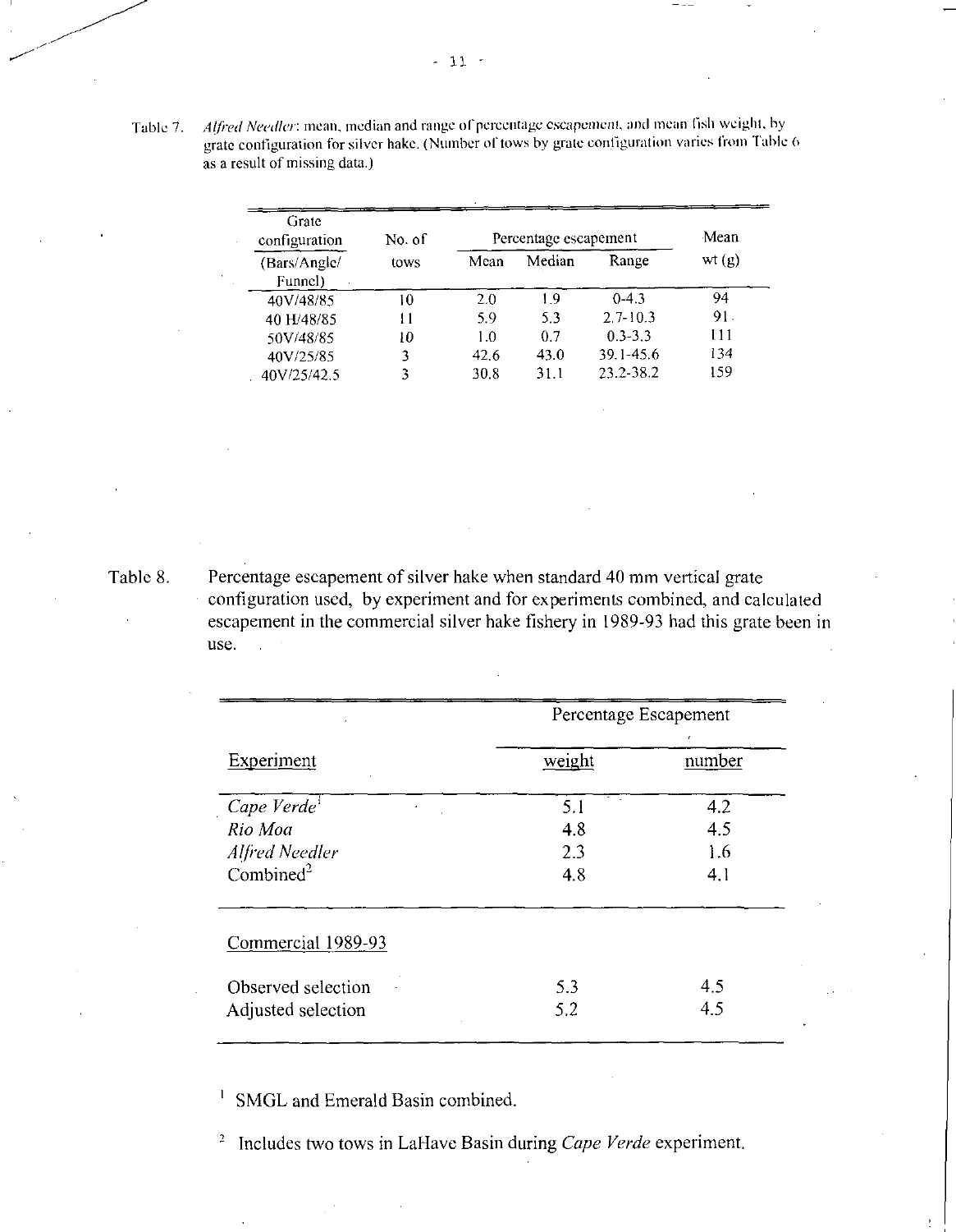Table 7. *Alfred Needler*: mean, median and range of percentage escapement, and mean fish weight, by grate configuration for silver hake. (Number of tows by grate configuration varies from Table 6 as a result of missing data.)

| Grate configuration (Bars/Angle/Funnel) | No. of tows | Percentage escapement | | | Mean wt (g) |
|---|---|---|---|---|---|
| | | Mean | Median | Range | |
| 40V/48/85 | 10 | 2.0 | 1.9 | 0-4.3 | 94 |
| 40 H/48/85 | 11 | 5.9 | 5.3 | 2.7-10.3 | 91 |
| 50V/48/85 | 10 | 1.0 | 0.7 | 0.3-3.3 | 111 |
| 40V/25/85 | 3 | 42.6 | 43.0 | 39.1-45.6 | 134 |
| 40V/25/42.5 | 3 | 30.8 | 31.1 | 23.2-38.2 | 159 |

Table 8. Percentage escapement of silver hake when standard 40 mm vertical grate configuration used, by experiment and for experiments combined, and calculated escapement in the commercial silver hake fishery in 1989-93 had this grate been in use.

| Experiment | Percentage Escapement | |
|---|---|---|
| | weight | number |
| *Cape Verde*[1] | 5.1 | 4.2 |
| *Rio Moa* | 4.8 | 4.5 |
| *Alfred Needler* | 2.3 | 1.6 |
| Combined[2] | 4.8 | 4.1 |
| Commercial 1989-93 | | |
| Observed selection | 5.3 | 4.5 |
| Adjusted selection | 5.2 | 4.5 |

[1] SMGL and Emerald Basin combined.

[2] Includes two tows in LaHave Basin during *Cape Verde* experiment.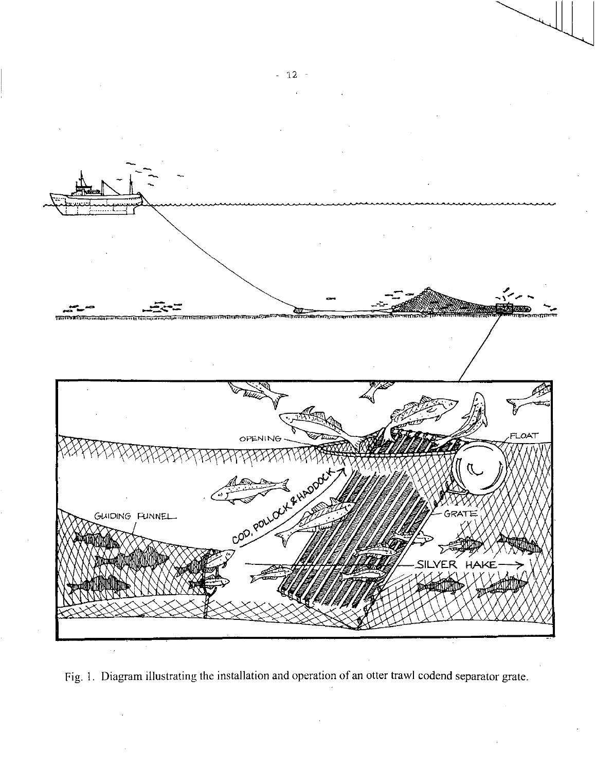Fig. 1. Diagram illustrating the installation and operation of an otter trawl codend separator grate.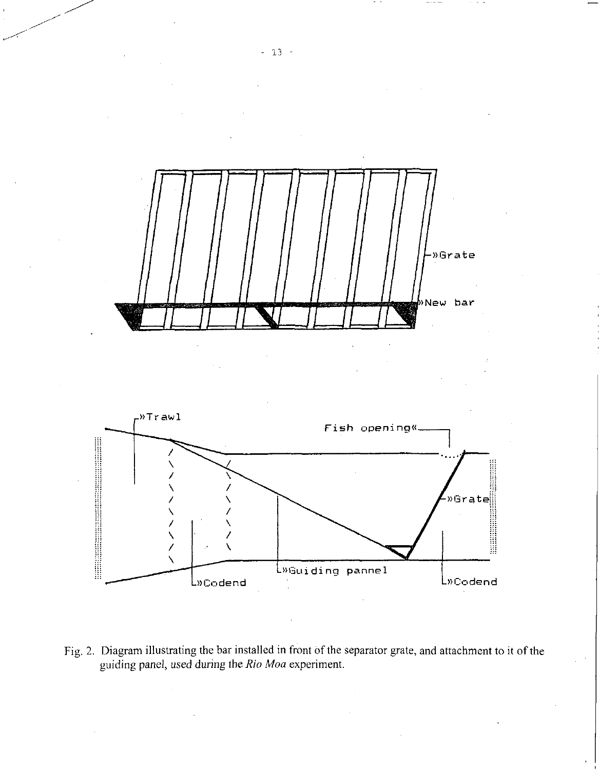Fig. 2. Diagram illustrating the bar installed in front of the separator grate, and attachment to it of the guiding panel, used during the *Rio Moa* experiment.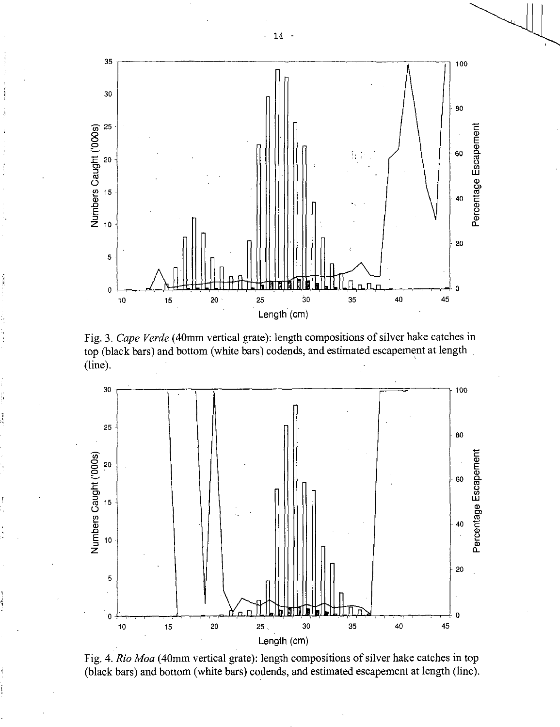Fig. 3. *Cape Verde* (40mm vertical grate): length compositions of silver hake catches in top (black bars) and bottom (white bars) codends, and estimated escapement at length (line).

Fig. 4. *Rio Moa* (40mm vertical grate): length compositions of silver hake catches in top (black bars) and bottom (white bars) codends, and estimated escapement at length (line).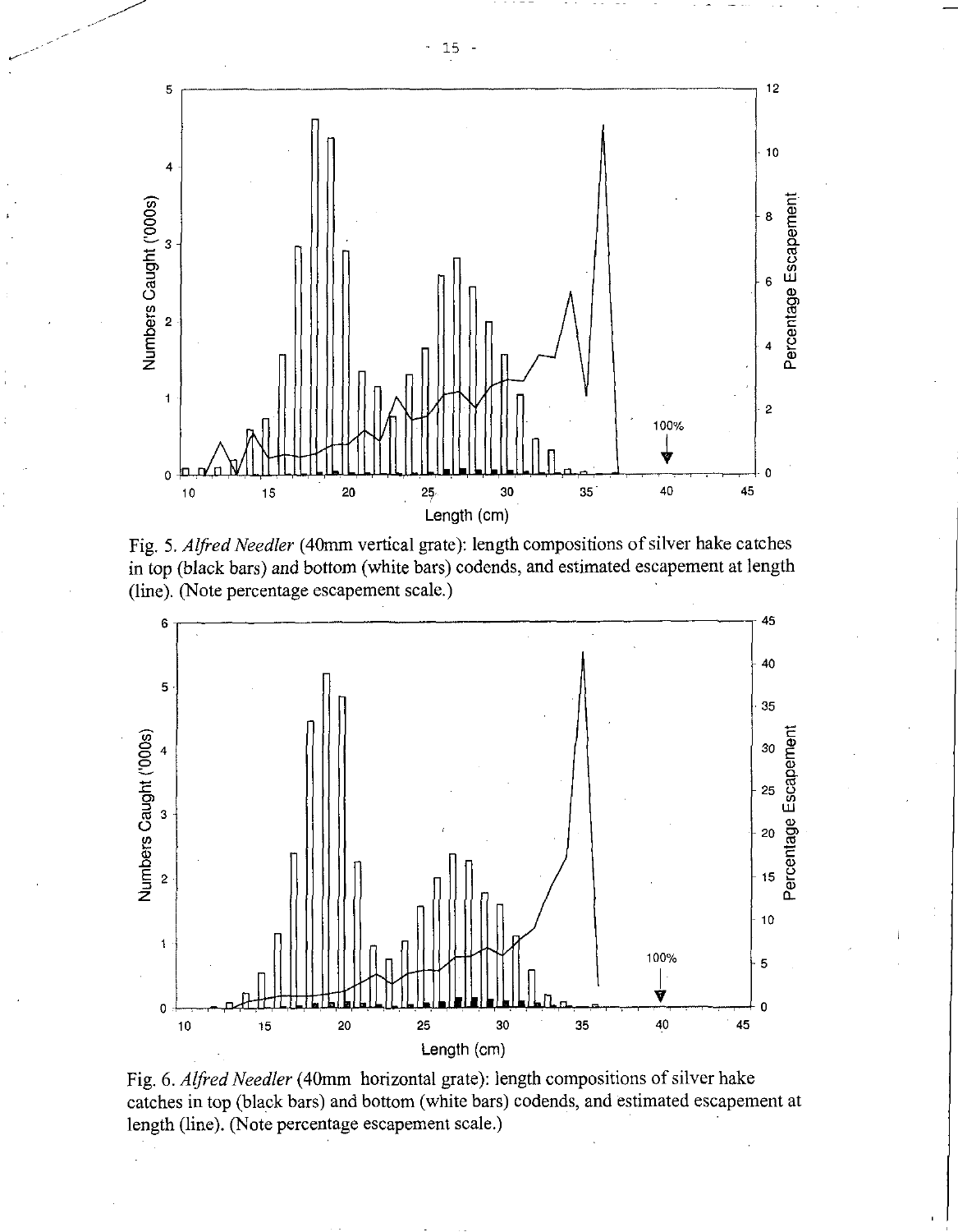Fig. 5. *Alfred Needler* (40mm vertical grate): length compositions of silver hake catches in top (black bars) and bottom (white bars) codends, and estimated escapement at length (line). (Note percentage escapement scale.)

Fig. 6. *Alfred Needler* (40mm horizontal grate): length compositions of silver hake catches in top (black bars) and bottom (white bars) codends, and estimated escapement at length (line). (Note percentage escapement scale.)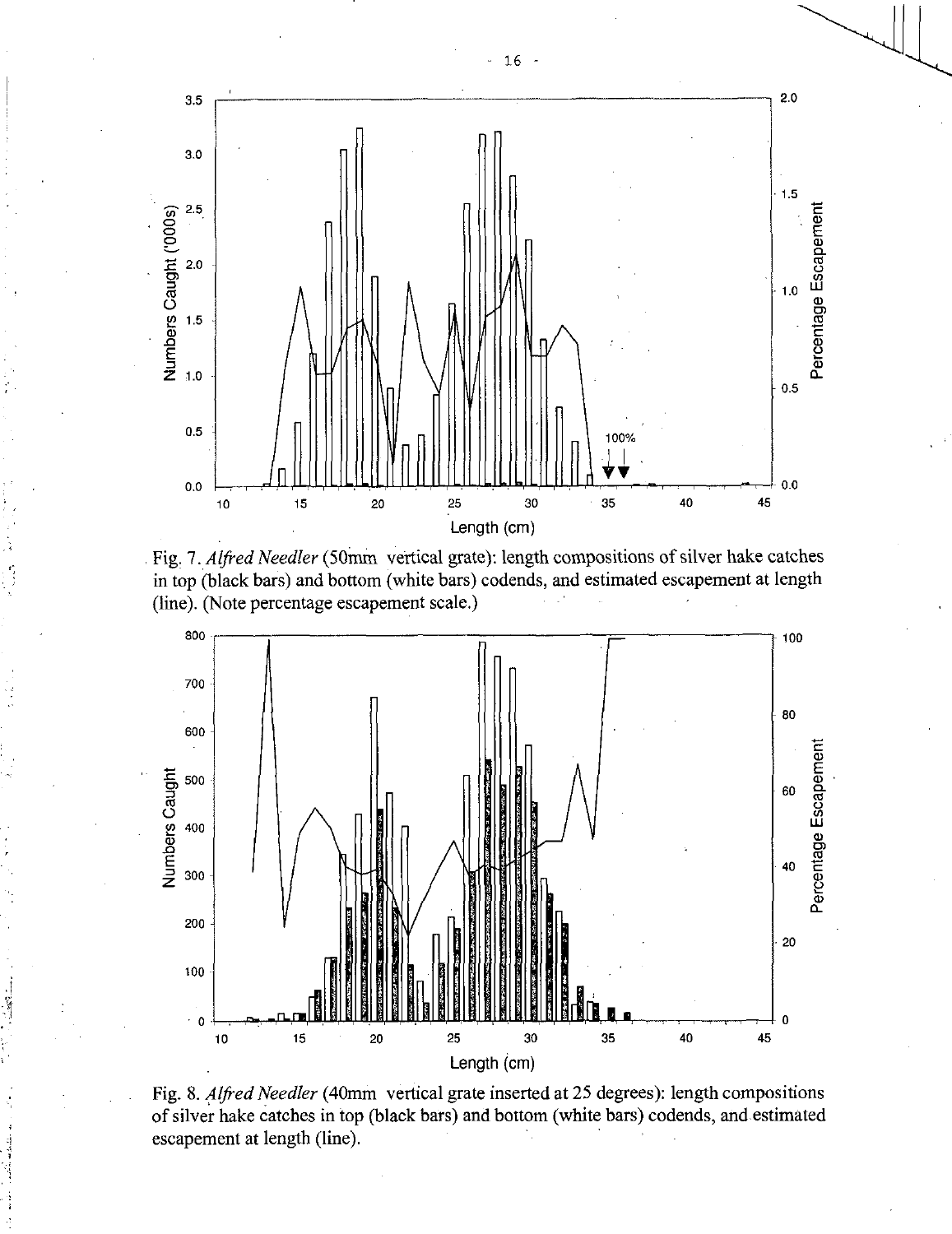Fig. 7. *Alfred Needler* (50mm vertical grate): length compositions of silver hake catches in top (black bars) and bottom (white bars) codends, and estimated escapement at length (line). (Note percentage escapement scale.)

Fig. 8. *Alfred Needler* (40mm vertical grate inserted at 25 degrees): length compositions of silver hake catches in top (black bars) and bottom (white bars) codends, and estimated escapement at length (line).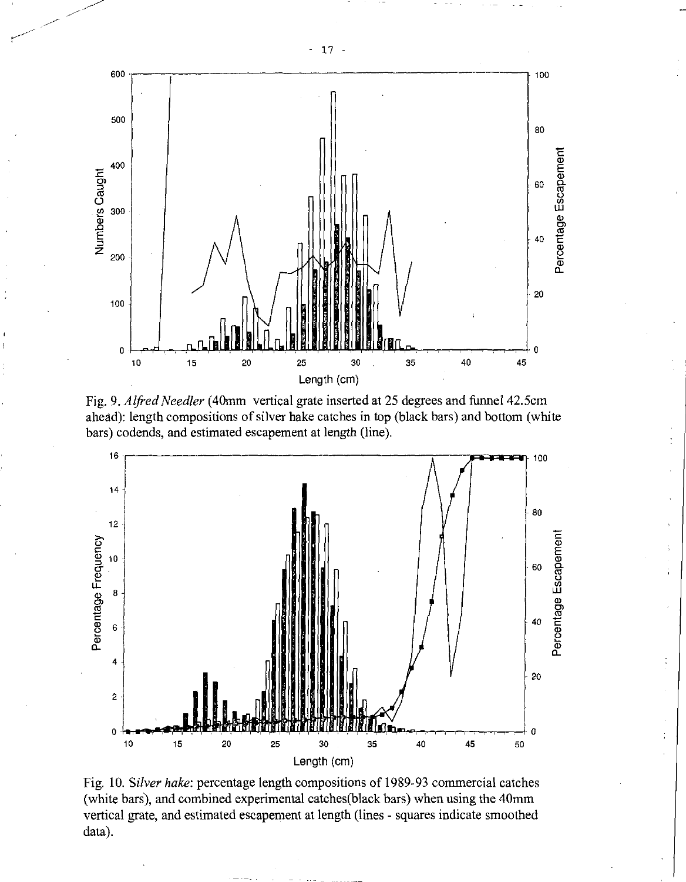600
500
400
300
200
100
0

Numbers Caught

100
80
60
40
20
0

Percentage Escapement

10 15 20 25 30 35 40 45

Length (cm)

Fig. 9. *Alfred Needler* (40mm vertical grate inserted at 25 degrees and funnel 42.5cm ahead): length compositions of silver hake catches in top (black bars) and bottom (white bars) codends, and estimated escapement at length (line).

16
14
12
10
8
6
4
2
0

Percentage Frequency

100
80
60
40
20
0

Percentage Escapement

10 15 20 25 30 35 40 45 50

Length (cm)

Fig. 10. *Silver hake*: percentage length compositions of 1989-93 commercial catches (white bars), and combined experimental catches(black bars) when using the 40mm vertical grate, and estimated escapement at length (lines - squares indicate smoothed data).